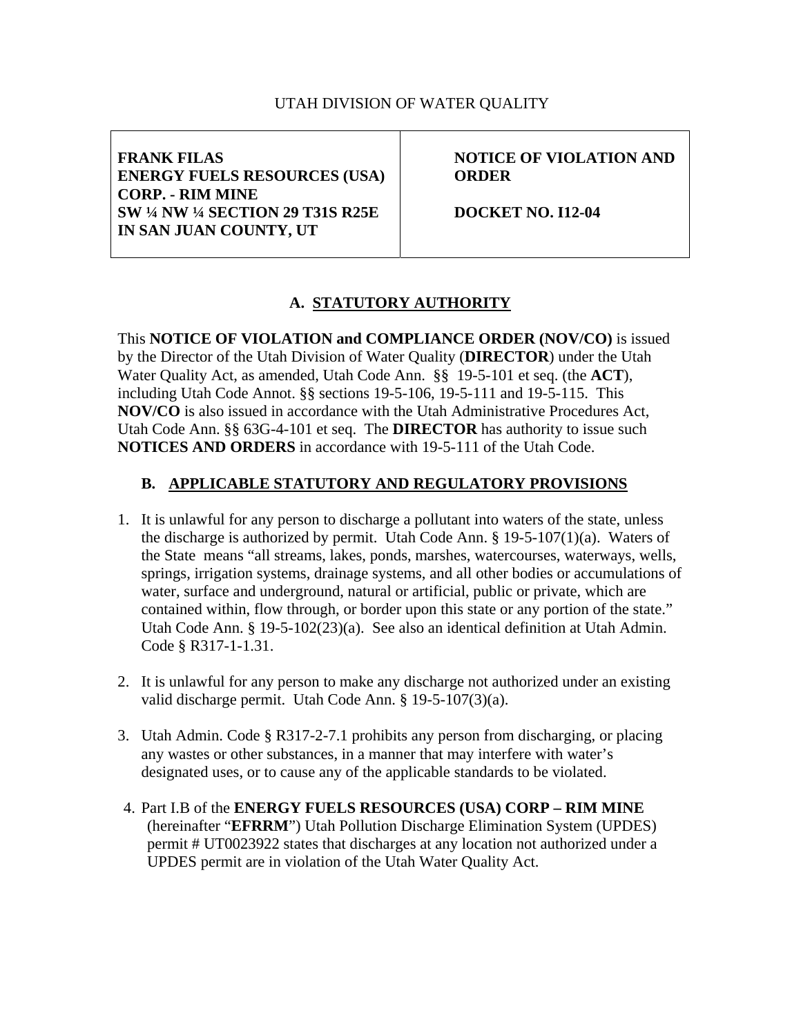UTAH DIVISION OF WATER QUALITY

| | |
|---|---|
| **FRANK FILAS**<br>**ENERGY FUELS RESOURCES (USA) CORP. - RIM MINE**<br>**SW ¼ NW ¼ SECTION 29 T31S R25E IN SAN JUAN COUNTY, UT** | **NOTICE OF VIOLATION AND ORDER**<br><br>**DOCKET NO. I12-04** |

## A. STATUTORY AUTHORITY

This **NOTICE OF VIOLATION and COMPLIANCE ORDER (NOV/CO)** is issued by the Director of the Utah Division of Water Quality (**DIRECTOR**) under the Utah Water Quality Act, as amended, Utah Code Ann. §§ 19-5-101 et seq. (the **ACT**), including Utah Code Annot. §§ sections 19-5-106, 19-5-111 and 19-5-115. This **NOV/CO** is also issued in accordance with the Utah Administrative Procedures Act, Utah Code Ann. §§ 63G-4-101 et seq. The **DIRECTOR** has authority to issue such **NOTICES AND ORDERS** in accordance with 19-5-111 of the Utah Code.

## B. APPLICABLE STATUTORY AND REGULATORY PROVISIONS

1. It is unlawful for any person to discharge a pollutant into waters of the state, unless the discharge is authorized by permit. Utah Code Ann. § 19-5-107(1)(a). Waters of the State means "all streams, lakes, ponds, marshes, watercourses, waterways, wells, springs, irrigation systems, drainage systems, and all other bodies or accumulations of water, surface and underground, natural or artificial, public or private, which are contained within, flow through, or border upon this state or any portion of the state." Utah Code Ann. § 19-5-102(23)(a). See also an identical definition at Utah Admin. Code § R317-1-1.31.

2. It is unlawful for any person to make any discharge not authorized under an existing valid discharge permit. Utah Code Ann. § 19-5-107(3)(a).

3. Utah Admin. Code § R317-2-7.1 prohibits any person from discharging, or placing any wastes or other substances, in a manner that may interfere with water's designated uses, or to cause any of the applicable standards to be violated.

4. Part I.B of the **ENERGY FUELS RESOURCES (USA) CORP – RIM MINE** (hereinafter "**EFRRM**") Utah Pollution Discharge Elimination System (UPDES) permit # UT0023922 states that discharges at any location not authorized under a UPDES permit are in violation of the Utah Water Quality Act.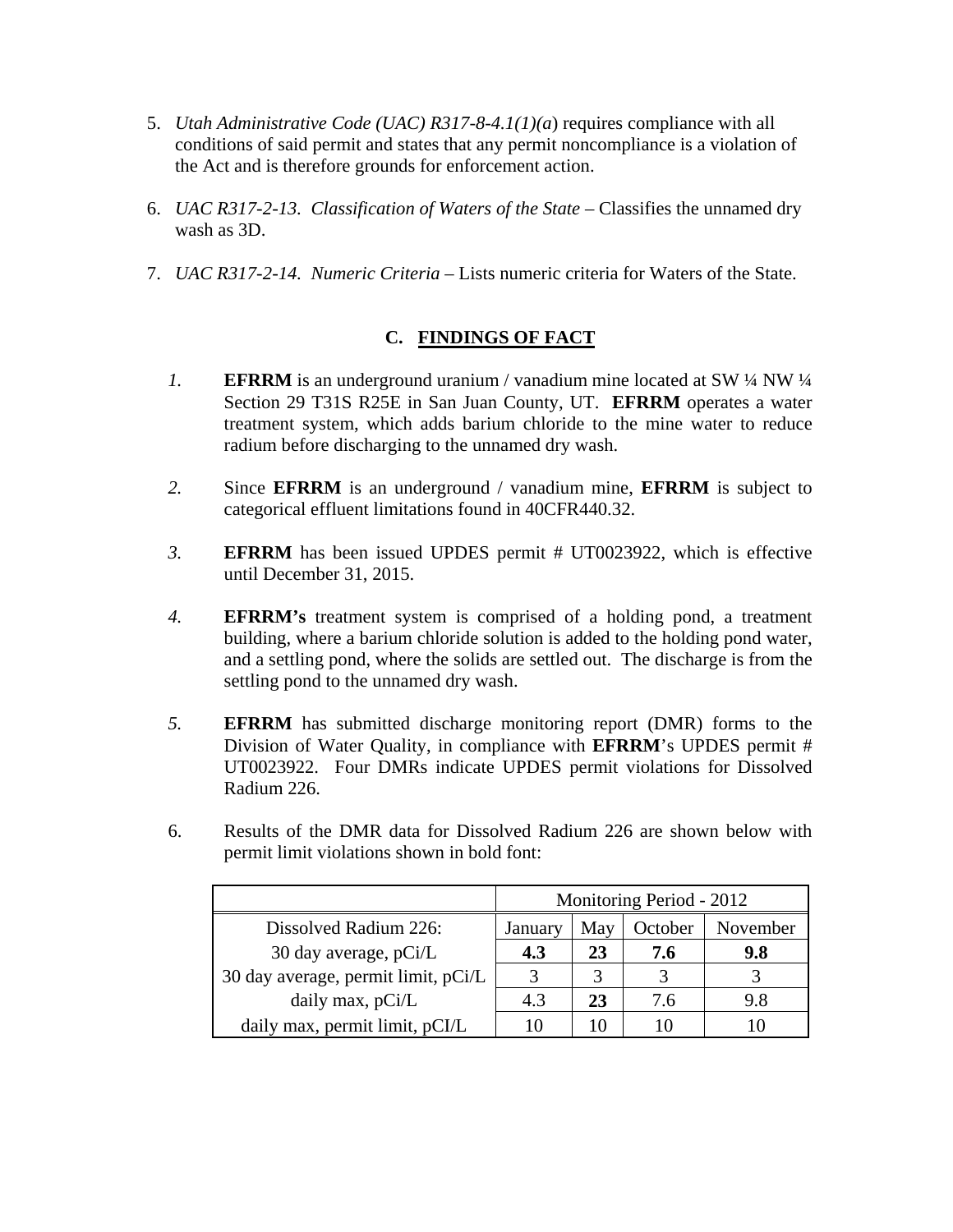5. *Utah Administrative Code (UAC) R317-8-4.1(1)(a*) requires compliance with all conditions of said permit and states that any permit noncompliance is a violation of the Act and is therefore grounds for enforcement action.

6. *UAC R317-2-13. Classification of Waters of the State* – Classifies the unnamed dry wash as 3D.

7. *UAC R317-2-14. Numeric Criteria* – Lists numeric criteria for Waters of the State.

## C. FINDINGS OF FACT

*1.* **EFRRM** is an underground uranium / vanadium mine located at SW ¼ NW ¼ Section 29 T31S R25E in San Juan County, UT. **EFRRM** operates a water treatment system, which adds barium chloride to the mine water to reduce radium before discharging to the unnamed dry wash.

*2.* Since **EFRRM** is an underground / vanadium mine, **EFRRM** is subject to categorical effluent limitations found in 40CFR440.32.

*3.* **EFRRM** has been issued UPDES permit # UT0023922, which is effective until December 31, 2015.

*4.* **EFRRM's** treatment system is comprised of a holding pond, a treatment building, where a barium chloride solution is added to the holding pond water, and a settling pond, where the solids are settled out. The discharge is from the settling pond to the unnamed dry wash.

*5.* **EFRRM** has submitted discharge monitoring report (DMR) forms to the Division of Water Quality, in compliance with **EFRRM**'s UPDES permit # UT0023922. Four DMRs indicate UPDES permit violations for Dissolved Radium 226.

6. Results of the DMR data for Dissolved Radium 226 are shown below with permit limit violations shown in bold font:

| | Monitoring Period - 2012 | | | |
|---|---|---|---|---|
| Dissolved Radium 226: | January | May | October | November |
| 30 day average, pCi/L | **4.3** | **23** | **7.6** | **9.8** |
| 30 day average, permit limit, pCi/L | 3 | 3 | 3 | 3 |
| daily max, pCi/L | 4.3 | **23** | 7.6 | 9.8 |
| daily max, permit limit, pCI/L | 10 | 10 | 10 | 10 |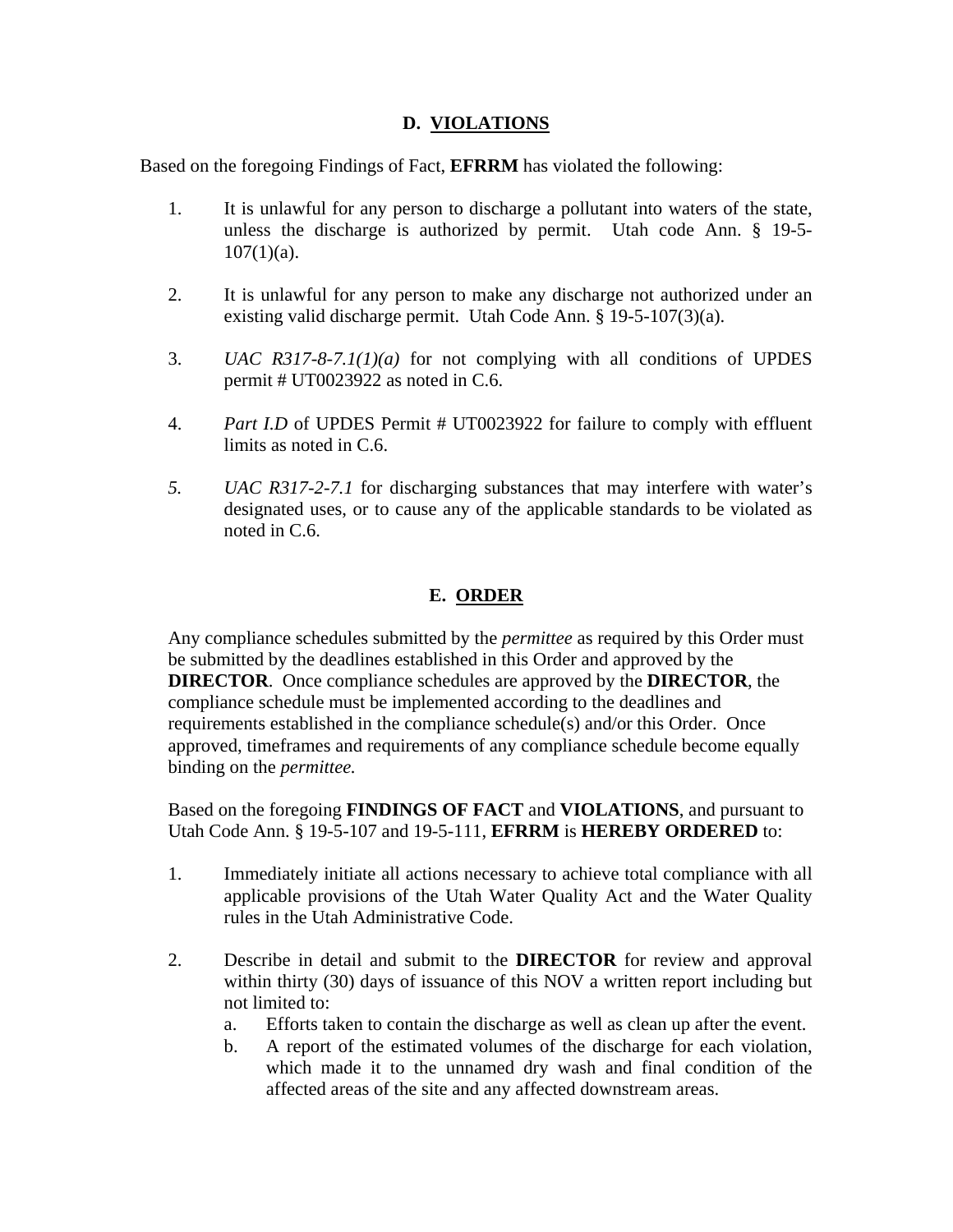## D. VIOLATIONS

Based on the foregoing Findings of Fact, **EFRRM** has violated the following:

1. It is unlawful for any person to discharge a pollutant into waters of the state, unless the discharge is authorized by permit. Utah code Ann. § 19-5-107(1)(a).

2. It is unlawful for any person to make any discharge not authorized under an existing valid discharge permit. Utah Code Ann. § 19-5-107(3)(a).

3. *UAC R317-8-7.1(1)(a)* for not complying with all conditions of UPDES permit # UT0023922 as noted in C.6.

4. *Part I.D* of UPDES Permit # UT0023922 for failure to comply with effluent limits as noted in C.6.

5. *UAC R317-2-7.1* for discharging substances that may interfere with water's designated uses, or to cause any of the applicable standards to be violated as noted in C.6.

## E. ORDER

Any compliance schedules submitted by the *permittee* as required by this Order must be submitted by the deadlines established in this Order and approved by the **DIRECTOR**. Once compliance schedules are approved by the **DIRECTOR**, the compliance schedule must be implemented according to the deadlines and requirements established in the compliance schedule(s) and/or this Order. Once approved, timeframes and requirements of any compliance schedule become equally binding on the *permittee.*

Based on the foregoing **FINDINGS OF FACT** and **VIOLATIONS**, and pursuant to Utah Code Ann. § 19-5-107 and 19-5-111, **EFRRM** is **HEREBY ORDERED** to:

1. Immediately initiate all actions necessary to achieve total compliance with all applicable provisions of the Utah Water Quality Act and the Water Quality rules in the Utah Administrative Code.

2. Describe in detail and submit to the **DIRECTOR** for review and approval within thirty (30) days of issuance of this NOV a written report including but not limited to:
   a. Efforts taken to contain the discharge as well as clean up after the event.
   b. A report of the estimated volumes of the discharge for each violation, which made it to the unnamed dry wash and final condition of the affected areas of the site and any affected downstream areas.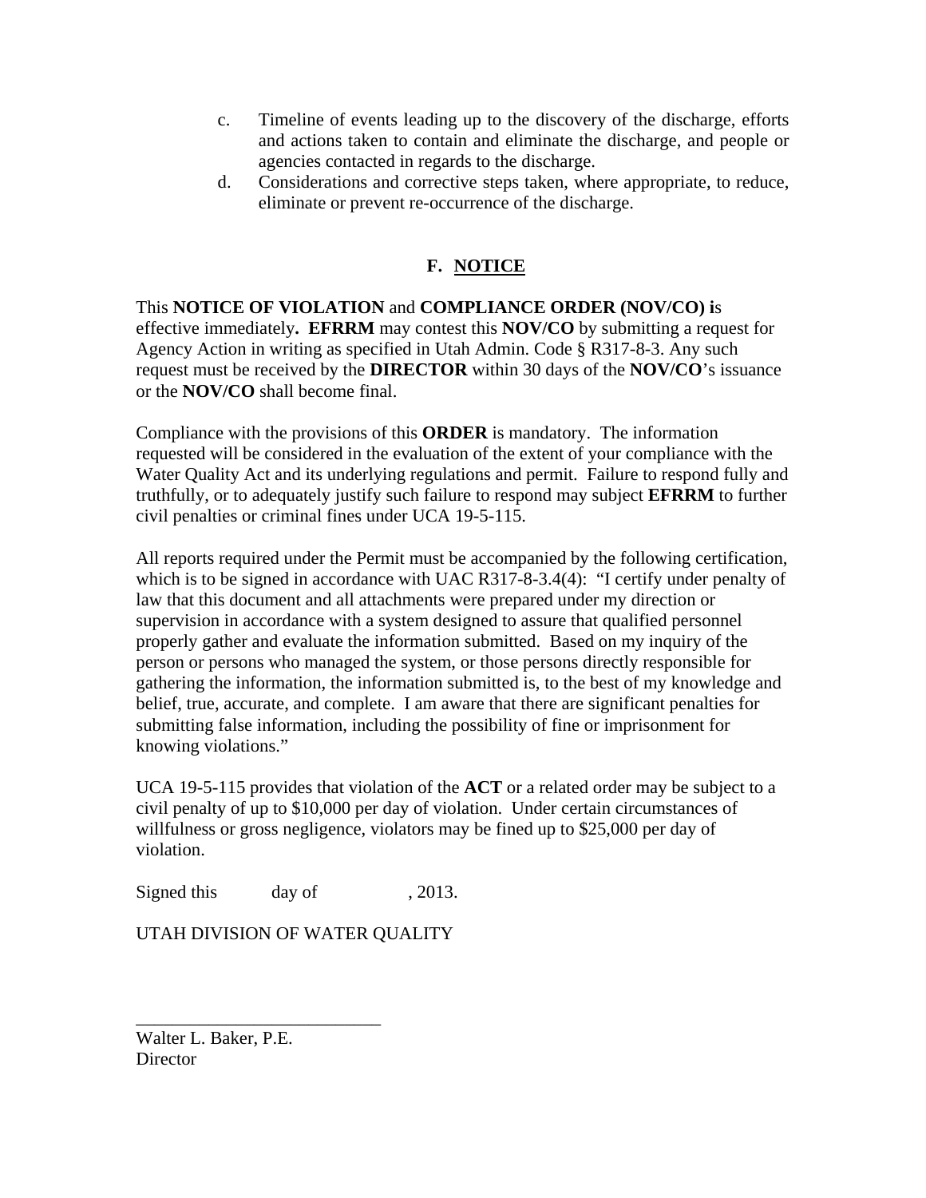c. Timeline of events leading up to the discovery of the discharge, efforts and actions taken to contain and eliminate the discharge, and people or agencies contacted in regards to the discharge.
d. Considerations and corrective steps taken, where appropriate, to reduce, eliminate or prevent re-occurrence of the discharge.

## F. NOTICE

This **NOTICE OF VIOLATION** and **COMPLIANCE ORDER (NOV/CO) i**s effective immediately**. EFRRM** may contest this **NOV/CO** by submitting a request for Agency Action in writing as specified in Utah Admin. Code § R317-8-3. Any such request must be received by the **DIRECTOR** within 30 days of the **NOV/CO**'s issuance or the **NOV/CO** shall become final.

Compliance with the provisions of this **ORDER** is mandatory. The information requested will be considered in the evaluation of the extent of your compliance with the Water Quality Act and its underlying regulations and permit. Failure to respond fully and truthfully, or to adequately justify such failure to respond may subject **EFRRM** to further civil penalties or criminal fines under UCA 19-5-115.

All reports required under the Permit must be accompanied by the following certification, which is to be signed in accordance with UAC R317-8-3.4(4): "I certify under penalty of law that this document and all attachments were prepared under my direction or supervision in accordance with a system designed to assure that qualified personnel properly gather and evaluate the information submitted. Based on my inquiry of the person or persons who managed the system, or those persons directly responsible for gathering the information, the information submitted is, to the best of my knowledge and belief, true, accurate, and complete. I am aware that there are significant penalties for submitting false information, including the possibility of fine or imprisonment for knowing violations."

UCA 19-5-115 provides that violation of the **ACT** or a related order may be subject to a civil penalty of up to $10,000 per day of violation. Under certain circumstances of willfulness or gross negligence, violators may be fined up to $25,000 per day of violation.

Signed this day of , 2013.

UTAH DIVISION OF WATER QUALITY

\_\_\_\_\_\_\_\_\_\_\_\_\_\_\_\_\_\_\_\_\_\_\_\_\_\_\_\_

Walter L. Baker, P.E.
Director